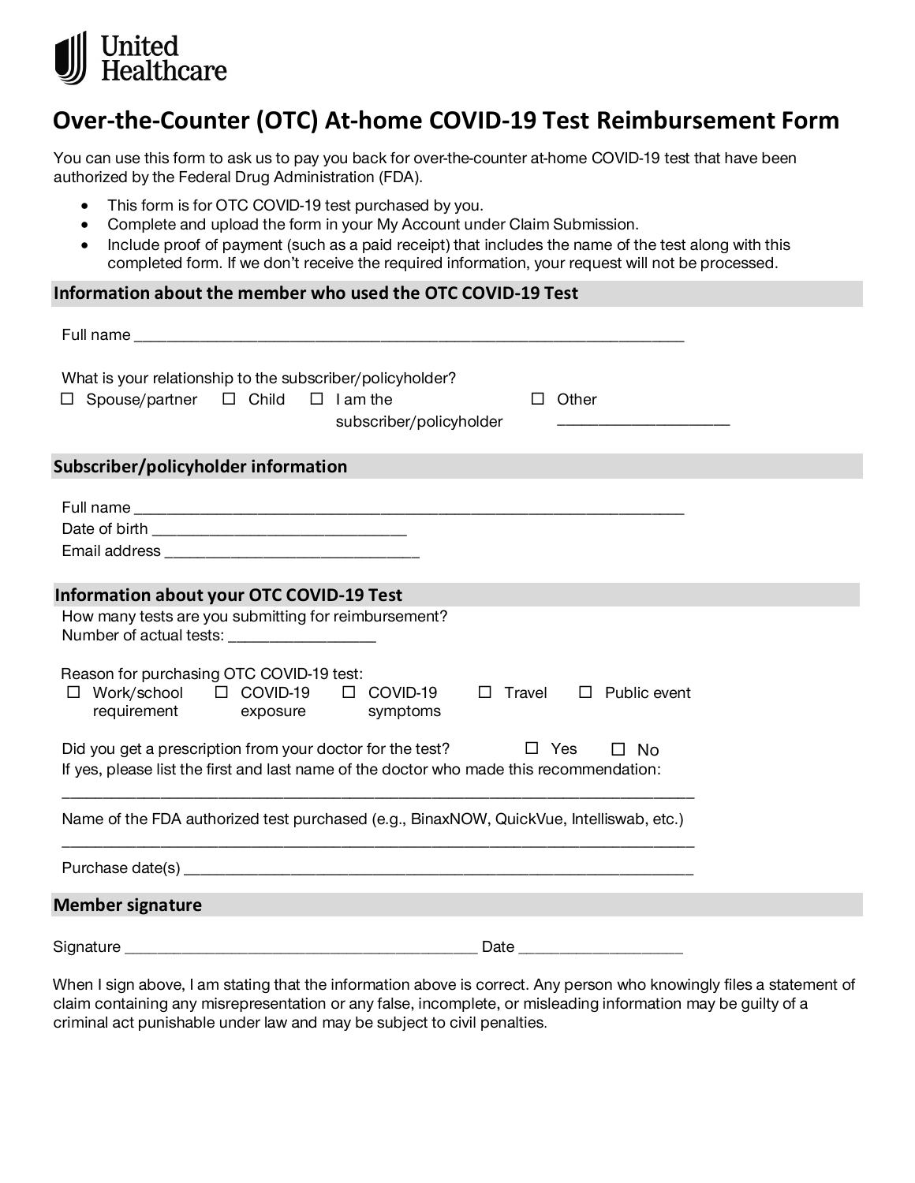United Healthcare

# Over-the-Counter (OTC) At-home COVID-19 Test Reimbursement Form

You can use this form to ask us to pay you back for over-the-counter at-home COVID-19 test that have been authorized by the Federal Drug Administration (FDA).

- This form is for OTC COVID-19 test purchased by you.
- Complete and upload the form in your My Account under Claim Submission.
- Include proof of payment (such as a paid receipt) that includes the name of the test along with this completed form. If we don't receive the required information, your request will not be processed.

## Information about the member who used the OTC COVID-19 Test

Full name ______________________________________________________________

What is your relationship to the subscriber/policyholder?

☐ Spouse/partner ☐ Child ☐ I am the subscriber/policyholder ☐ Other ____________________

## Subscriber/policyholder information

Full name ______________________________________________________________

Date of birth ____________________________

Email address ____________________________

## Information about your OTC COVID-19 Test

How many tests are you submitting for reimbursement?

Number of actual tests: ________________

Reason for purchasing OTC COVID-19 test:

☐ Work/school requirement ☐ COVID-19 exposure ☐ COVID-19 symptoms ☐ Travel ☐ Public event

Did you get a prescription from your doctor for the test? ☐ Yes ☐ No

If yes, please list the first and last name of the doctor who made this recommendation:

______________________________________________________________________

Name of the FDA authorized test purchased (e.g., BinaxNOW, QuickVue, Intelliswab, etc.)

______________________________________________________________________

Purchase date(s) ________________________________________________________

## Member signature

Signature ________________________________________ Date __________________

When I sign above, I am stating that the information above is correct. Any person who knowingly files a statement of claim containing any misrepresentation or any false, incomplete, or misleading information may be guilty of a criminal act punishable under law and may be subject to civil penalties.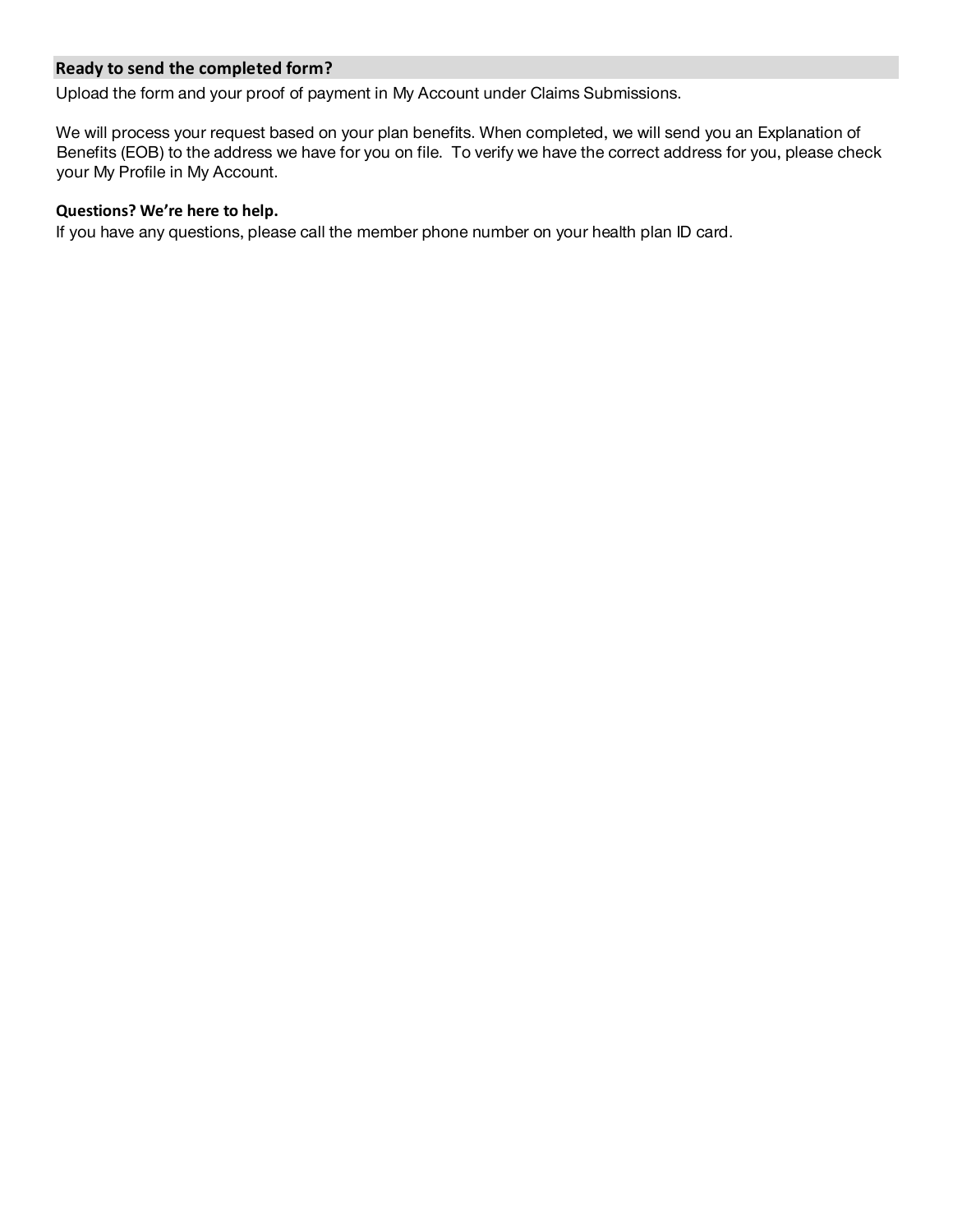## Ready to send the completed form?

Upload the form and your proof of payment in My Account under Claims Submissions.

We will process your request based on your plan benefits. When completed, we will send you an Explanation of Benefits (EOB) to the address we have for you on file. To verify we have the correct address for you, please check your My Profile in My Account.

**Questions? We're here to help.**

If you have any questions, please call the member phone number on your health plan ID card.